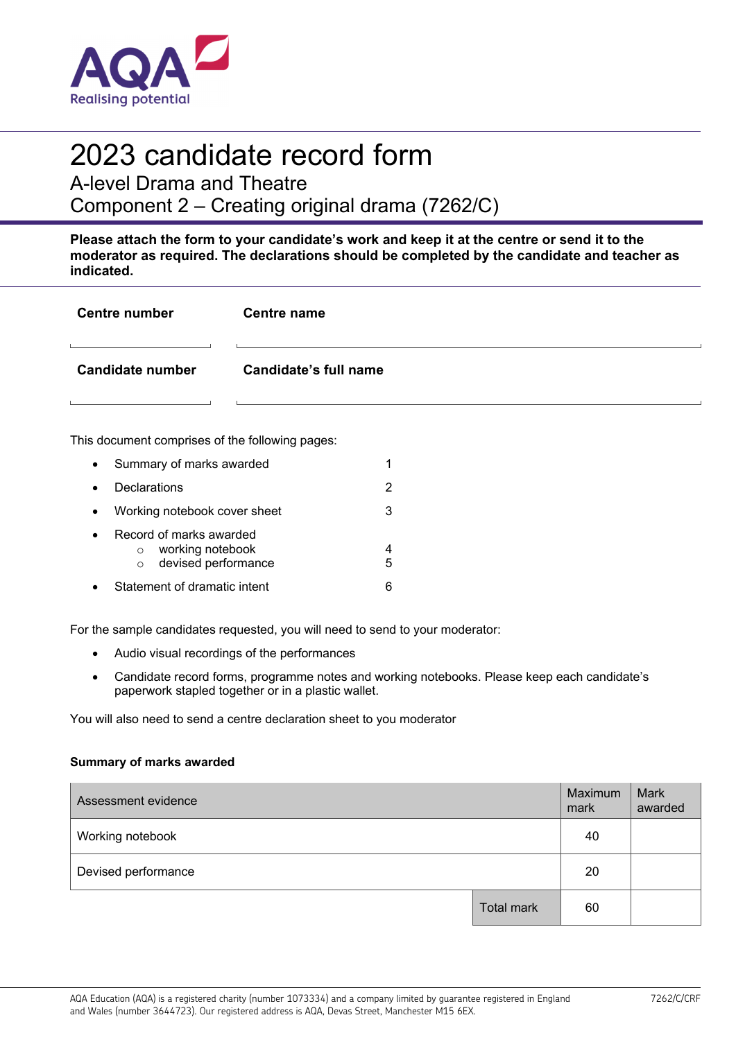# 2023 candidate record form

## A-level Drama and Theatre
## Component 2 – Creating original drama (7262/C)

**Please attach the form to your candidate's work and keep it at the centre or send it to the moderator as required. The declarations should be completed by the candidate and teacher as indicated.**

| **Centre number** | **Centre name** |
|---|---|
| | |
| **Candidate number** | **Candidate's full name** |
| | |

This document comprises of the following pages:

- Summary of marks awarded — 1
- Declarations — 2
- Working notebook cover sheet — 3
- Record of marks awarded
  - working notebook — 4
  - devised performance — 5
- Statement of dramatic intent — 6

For the sample candidates requested, you will need to send to your moderator:

- Audio visual recordings of the performances
- Candidate record forms, programme notes and working notebooks. Please keep each candidate's paperwork stapled together or in a plastic wallet.

You will also need to send a centre declaration sheet to you moderator

**Summary of marks awarded**

| Assessment evidence | | Maximum mark | Mark awarded |
|---|---|---|---|
| Working notebook | | 40 | |
| Devised performance | | 20 | |
| | Total mark | 60 | |

AQA Education (AQA) is a registered charity (number 1073334) and a company limited by guarantee registered in England and Wales (number 3644723). Our registered address is AQA, Devas Street, Manchester M15 6EX.

7262/C/CRF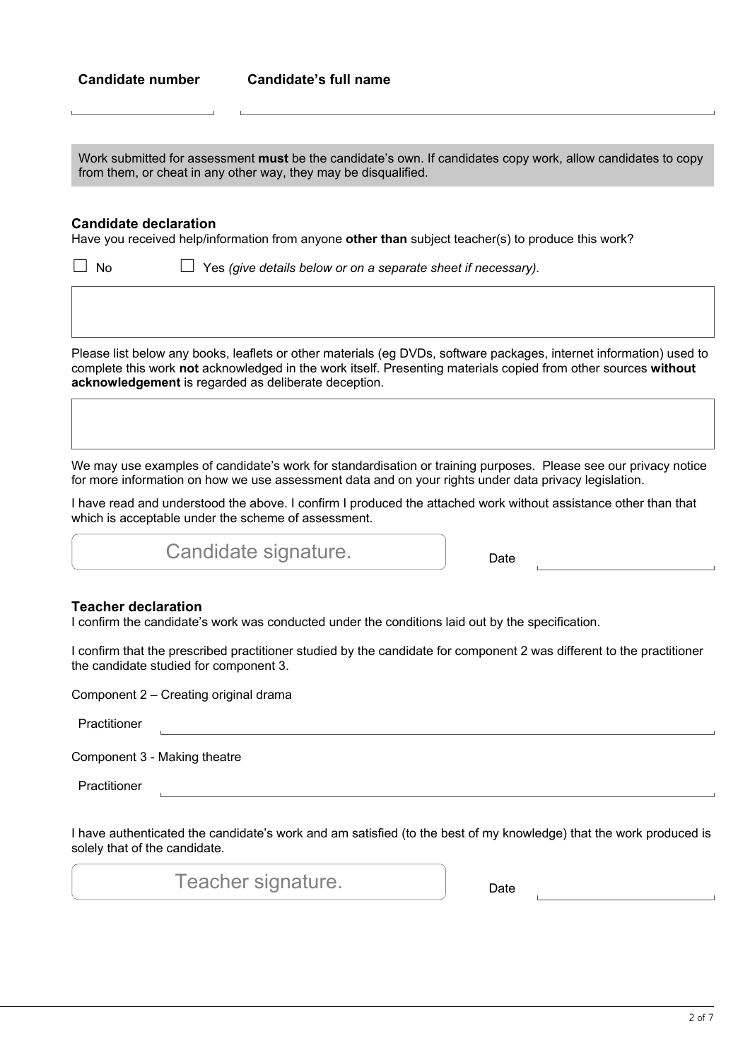**Candidate number** | **Candidate's full name**

Work submitted for assessment **must** be the candidate's own. If candidates copy work, allow candidates to copy from them, or cheat in any other way, they may be disqualified.

### Candidate declaration

Have you received help/information from anyone **other than** subject teacher(s) to produce this work?

☐ No ☐ Yes *(give details below or on a separate sheet if necessary).*

Please list below any books, leaflets or other materials (eg DVDs, software packages, internet information) used to complete this work **not** acknowledged in the work itself. Presenting materials copied from other sources **without acknowledgement** is regarded as deliberate deception.

We may use examples of candidate's work for standardisation or training purposes. Please see our privacy notice for more information on how we use assessment data and on your rights under data privacy legislation.

I have read and understood the above. I confirm I produced the attached work without assistance other than that which is acceptable under the scheme of assessment.

Candidate signature.

Date

### Teacher declaration

I confirm the candidate's work was conducted under the conditions laid out by the specification.

I confirm that the prescribed practitioner studied by the candidate for component 2 was different to the practitioner the candidate studied for component 3.

Component 2 – Creating original drama

Practitioner

Component 3 - Making theatre

Practitioner

I have authenticated the candidate's work and am satisfied (to the best of my knowledge) that the work produced is solely that of the candidate.

Teacher signature.

Date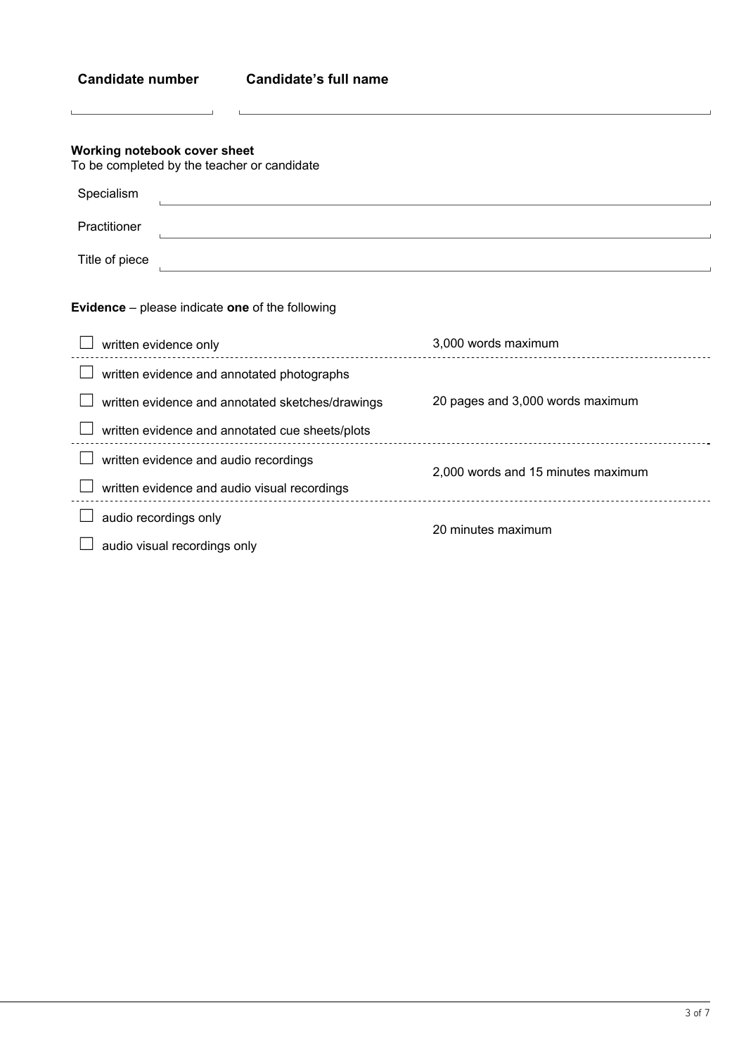**Candidate number** **Candidate's full name**

**Working notebook cover sheet**
To be completed by the teacher or candidate

Specialism

Practitioner

Title of piece

**Evidence** – please indicate **one** of the following

| Evidence | Maximum |
|---|---|
| ☐ written evidence only | 3,000 words maximum |
| ☐ written evidence and annotated photographs | 20 pages and 3,000 words maximum |
| ☐ written evidence and annotated sketches/drawings | |
| ☐ written evidence and annotated cue sheets/plots | |
| ☐ written evidence and audio recordings | 2,000 words and 15 minutes maximum |
| ☐ written evidence and audio visual recordings | |
| ☐ audio recordings only | 20 minutes maximum |
| ☐ audio visual recordings only | |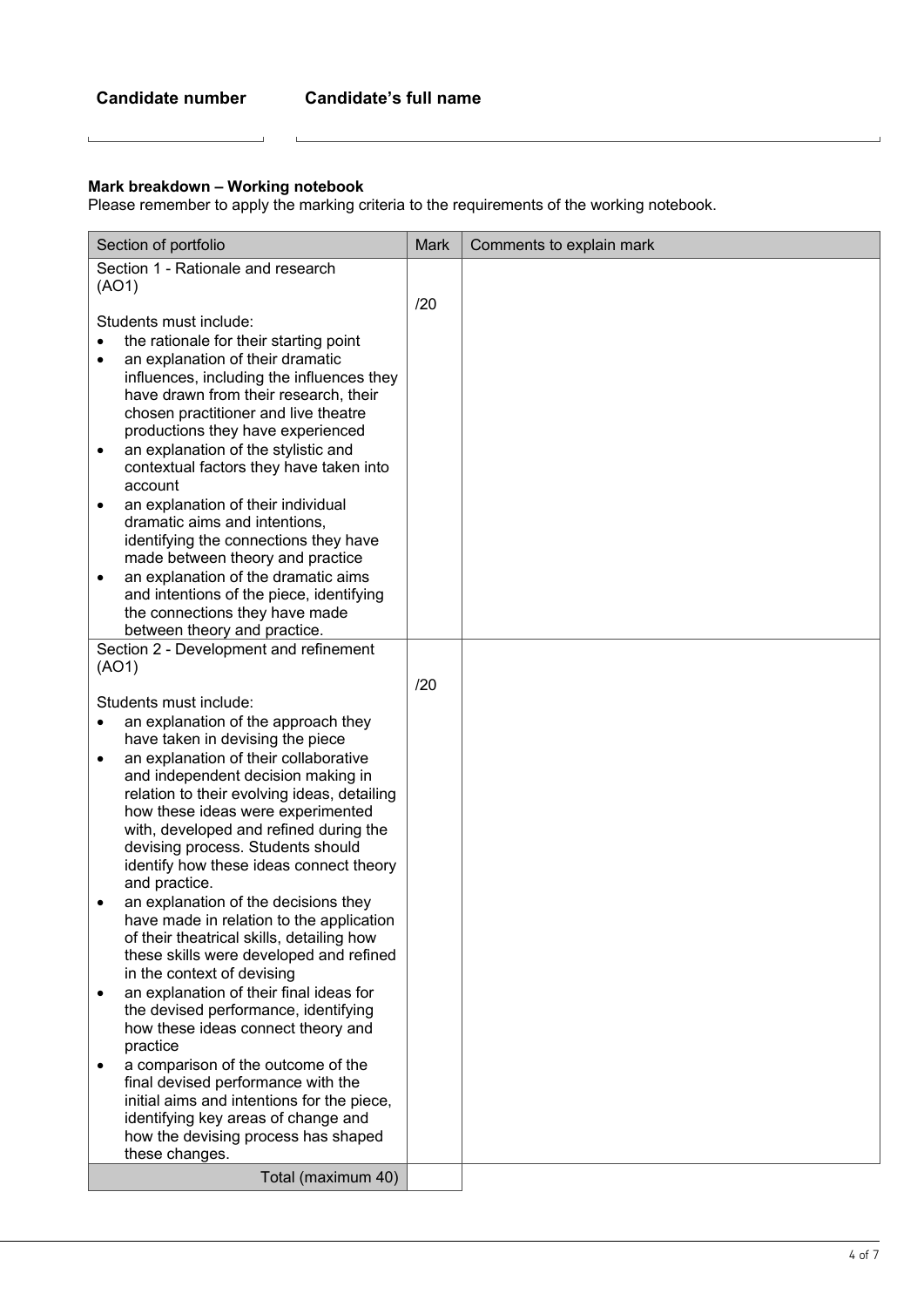**Candidate number** | **Candidate's full name**

**Mark breakdown – Working notebook**

Please remember to apply the marking criteria to the requirements of the working notebook.

| Section of portfolio | Mark | Comments to explain mark |
|---|---|---|
| Section 1 - Rationale and research (AO1)<br><br>Students must include:<br>• the rationale for their starting point<br>• an explanation of their dramatic influences, including the influences they have drawn from their research, their chosen practitioner and live theatre productions they have experienced<br>• an explanation of the stylistic and contextual factors they have taken into account<br>• an explanation of their individual dramatic aims and intentions, identifying the connections they have made between theory and practice<br>• an explanation of the dramatic aims and intentions of the piece, identifying the connections they have made between theory and practice. | /20 | |
| Section 2 - Development and refinement (AO1)<br><br>Students must include:<br>• an explanation of the approach they have taken in devising the piece<br>• an explanation of their collaborative and independent decision making in relation to their evolving ideas, detailing how these ideas were experimented with, developed and refined during the devising process. Students should identify how these ideas connect theory and practice.<br>• an explanation of the decisions they have made in relation to the application of their theatrical skills, detailing how these skills were developed and refined in the context of devising<br>• an explanation of their final ideas for the devised performance, identifying how these ideas connect theory and practice<br>• a comparison of the outcome of the final devised performance with the initial aims and intentions for the piece, identifying key areas of change and how the devising process has shaped these changes. | /20 | |
| Total (maximum 40) | | |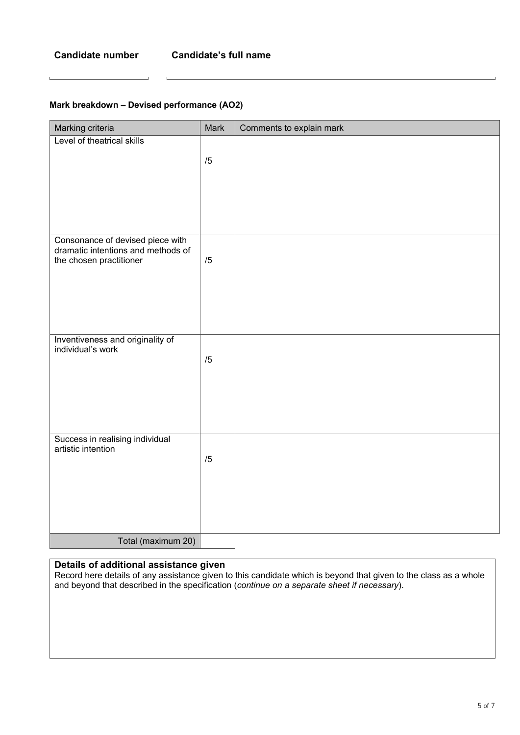**Candidate number** | **Candidate's full name**

### Mark breakdown – Devised performance (AO2)

| Marking criteria | Mark | Comments to explain mark |
|---|---|---|
| Level of theatrical skills | /5 | |
| Consonance of devised piece with dramatic intentions and methods of the chosen practitioner | /5 | |
| Inventiveness and originality of individual's work | /5 | |
| Success in realising individual artistic intention | /5 | |
| Total (maximum 20) | | |

**Details of additional assistance given**

Record here details of any assistance given to this candidate which is beyond that given to the class as a whole and beyond that described in the specification (*continue on a separate sheet if necessary*).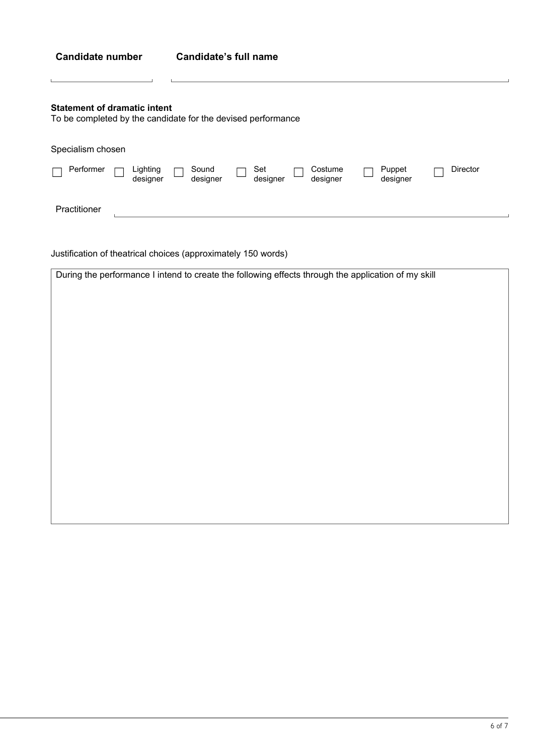**Candidate number** **Candidate's full name**

**Statement of dramatic intent**
To be completed by the candidate for the devised performance

Specialism chosen

☐ Performer ☐ Lighting designer ☐ Sound designer ☐ Set designer ☐ Costume designer ☐ Puppet designer ☐ Director

Practitioner

Justification of theatrical choices (approximately 150 words)

| During the performance I intend to create the following effects through the application of my skill |
|---|
| |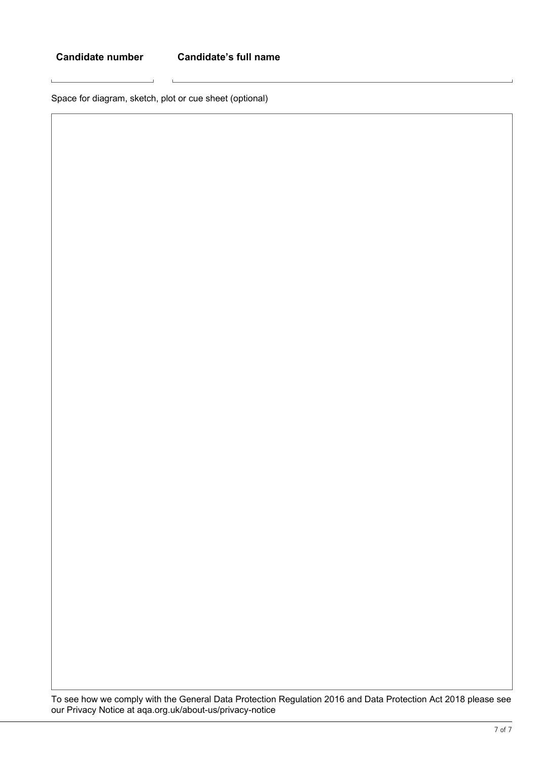**Candidate number** **Candidate's full name**

Space for diagram, sketch, plot or cue sheet (optional)

To see how we comply with the General Data Protection Regulation 2016 and Data Protection Act 2018 please see our Privacy Notice at aqa.org.uk/about-us/privacy-notice